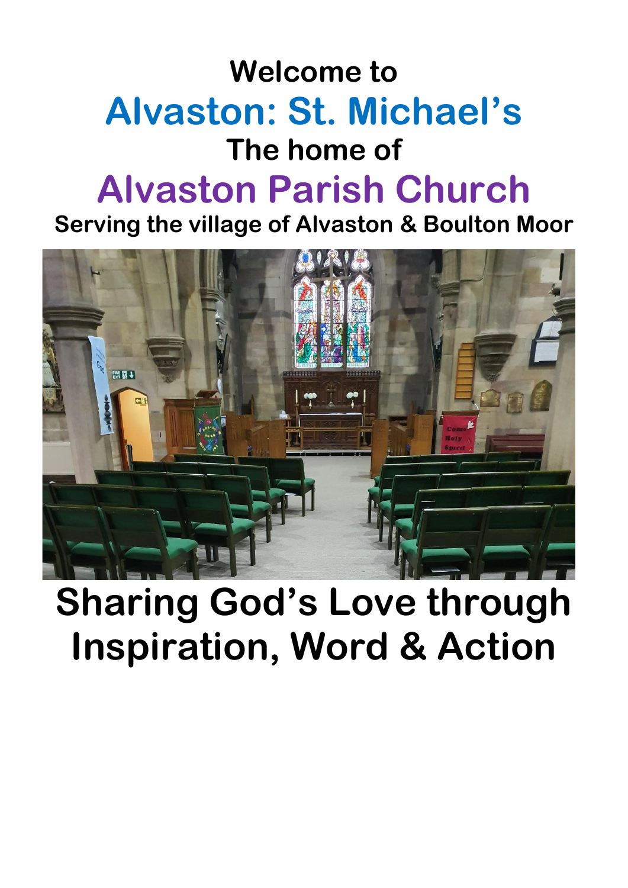# Welcome to

# Alvaston: St. Michael's

## The home of

# Alvaston Parish Church

**Serving the village of Alvaston & Boulton Moor**

# Sharing God's Love through Inspiration, Word & Action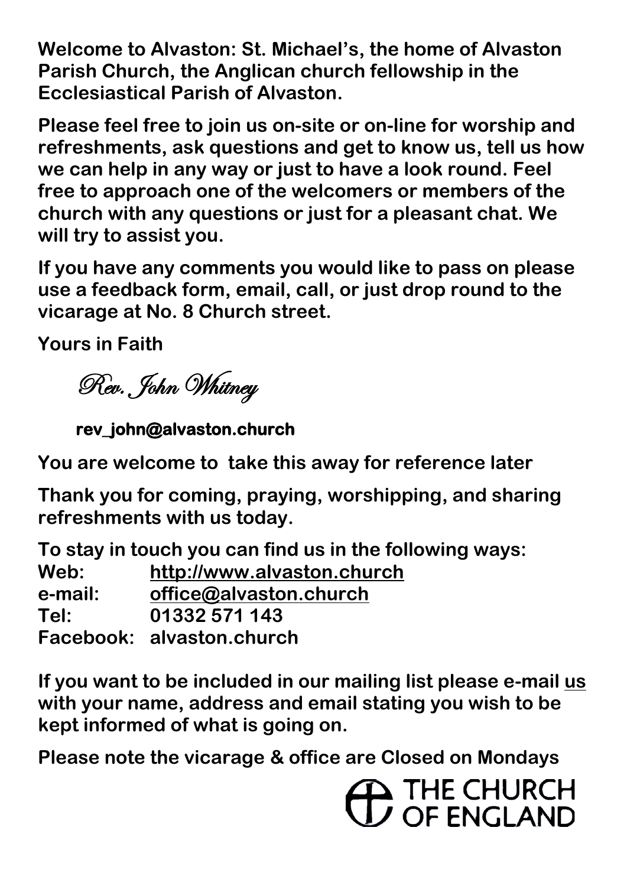**Welcome to Alvaston: St. Michael's, the home of Alvaston Parish Church, the Anglican church fellowship in the Ecclesiastical Parish of Alvaston.**

**Please feel free to join us on-site or on-line for worship and refreshments, ask questions and get to know us, tell us how we can help in any way or just to have a look round. Feel free to approach one of the welcomers or members of the church with any questions or just for a pleasant chat. We will try to assist you.**

**If you have any comments you would like to pass on please use a feedback form, email, call, or just drop round to the vicarage at No. 8 Church street.**

**Yours in Faith**

*Rev. John Whitney*

**rev_john@alvaston.church**

**You are welcome to take this away for reference later**

**Thank you for coming, praying, worshipping, and sharing refreshments with us today.**

**To stay in touch you can find us in the following ways:**

**Web:** http://www.alvaston.church
**e-mail:** office@alvaston.church
**Tel:** 01332 571 143
**Facebook:** alvaston.church

**If you want to be included in our mailing list please e-mail us with your name, address and email stating you wish to be kept informed of what is going on.**

**Please note the vicarage & office are Closed on Mondays**

THE CHURCH OF ENGLAND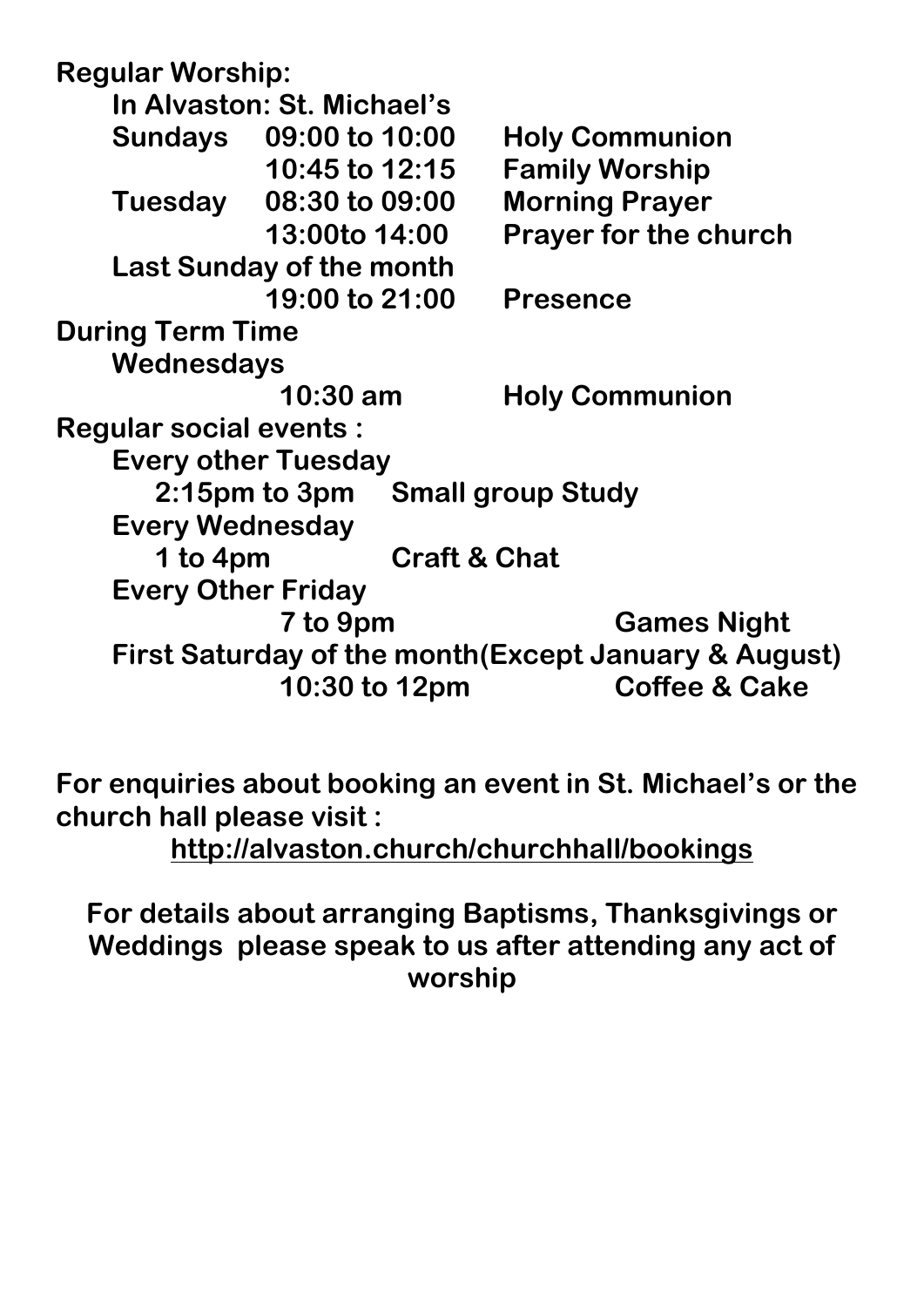**Regular Worship:**

**In Alvaston: St. Michael's**

| | | |
|---|---|---|
| **Sundays** | **09:00 to 10:00** | **Holy Communion** |
| | **10:45 to 12:15** | **Family Worship** |
| **Tuesday** | **08:30 to 09:00** | **Morning Prayer** |
| | **13:00to 14:00** | **Prayer for the church** |

**Last Sunday of the month**

| | | |
|---|---|---|
| | **19:00 to 21:00** | **Presence** |

**During Term Time**

**Wednesdays**

| | | |
|---|---|---|
| | **10:30 am** | **Holy Communion** |

**Regular social events :**

**Every other Tuesday**

**2:15pm to 3pm** **Small group Study**

**Every Wednesday**

**1 to 4pm** **Craft & Chat**

**Every Other Friday**

**7 to 9pm** **Games Night**

**First Saturday of the month(Except January & August)**

**10:30 to 12pm** **Coffee & Cake**

**For enquiries about booking an event in St. Michael's or the church hall please visit :**

**http://alvaston.church/churchhall/bookings**

**For details about arranging Baptisms, Thanksgivings or Weddings please speak to us after attending any act of worship**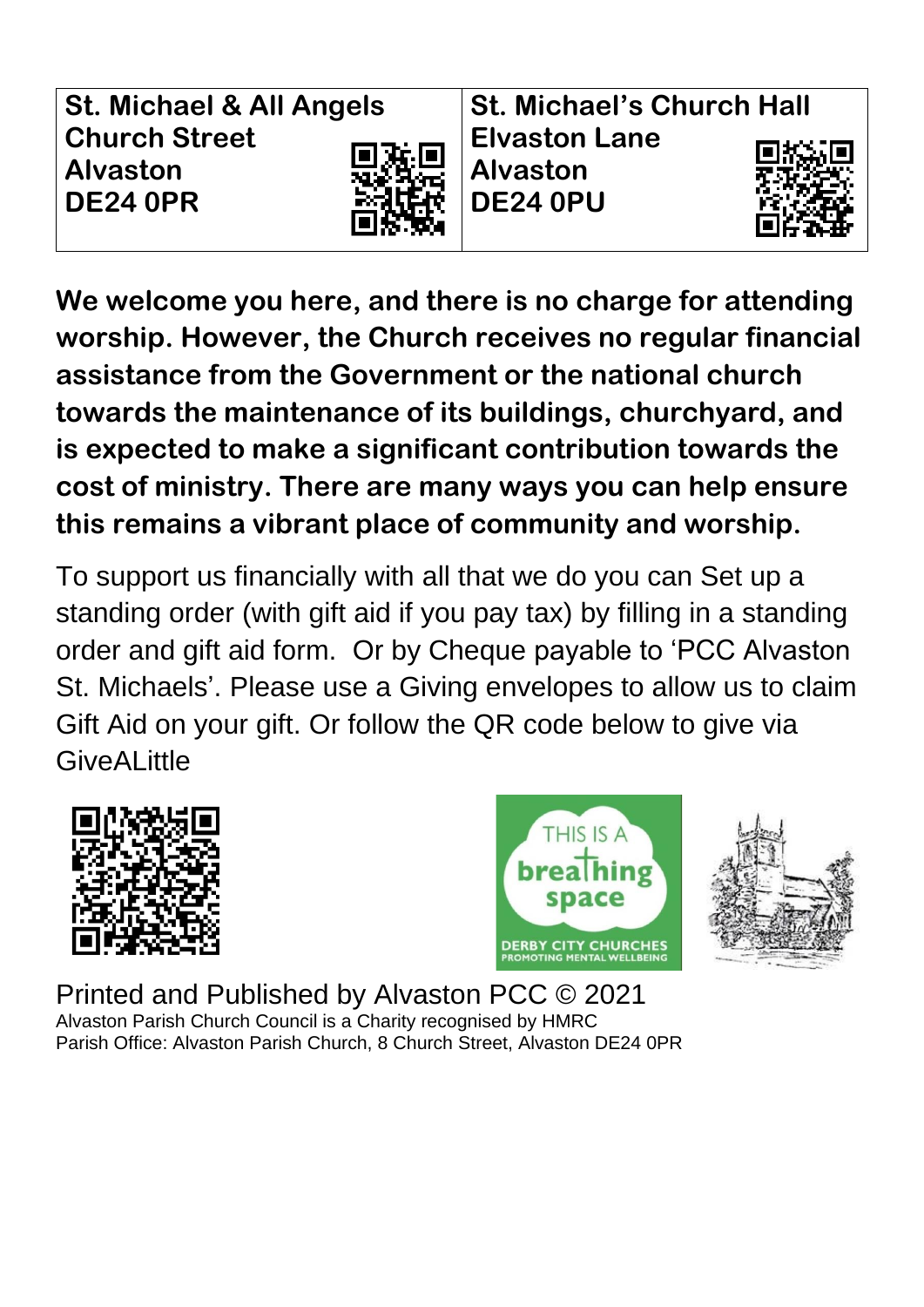| | |
|---|---|
| **St. Michael & All Angels**<br>**Church Street**<br>**Alvaston**<br>**DE24 0PR** | **St. Michael's Church Hall**<br>**Elvaston Lane**<br>**Alvaston**<br>**DE24 0PU** |

**We welcome you here, and there is no charge for attending worship. However, the Church receives no regular financial assistance from the Government or the national church towards the maintenance of its buildings, churchyard, and is expected to make a significant contribution towards the cost of ministry. There are many ways you can help ensure this remains a vibrant place of community and worship.**

To support us financially with all that we do you can Set up a standing order (with gift aid if you pay tax) by filling in a standing order and gift aid form. Or by Cheque payable to 'PCC Alvaston St. Michaels'. Please use a Giving envelopes to allow us to claim Gift Aid on your gift. Or follow the QR code below to give via GiveALittle

THIS IS A breathing space

DERBY CITY CHURCHES PROMOTING MENTAL WELLBEING

Printed and Published by Alvaston PCC © 2021
Alvaston Parish Church Council is a Charity recognised by HMRC
Parish Office: Alvaston Parish Church, 8 Church Street, Alvaston DE24 0PR